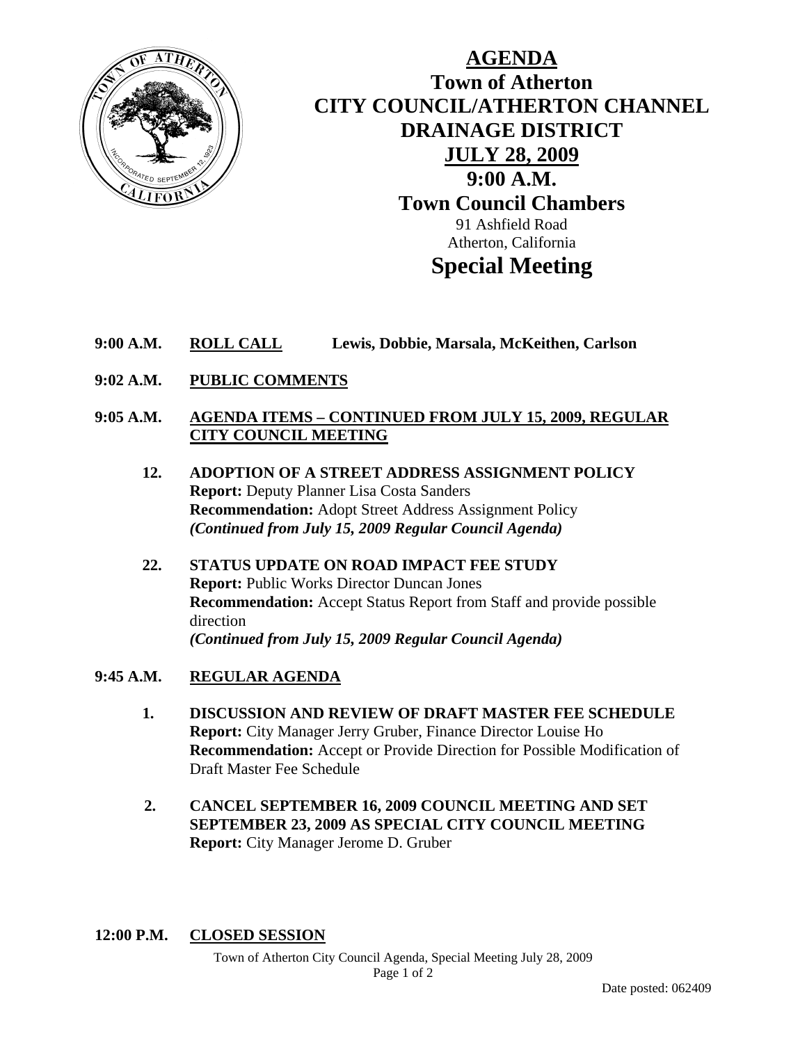# AGENDA

## Town of Atherton
## CITY COUNCIL/ATHERTON CHANNEL DRAINAGE DISTRICT
## JULY 28, 2009
## 9:00 A.M.
## Town Council Chambers

91 Ashfield Road
Atherton, California

## Special Meeting

**9:00 A.M. ROLL CALL** **Lewis, Dobbie, Marsala, McKeithen, Carlson**

**9:02 A.M. PUBLIC COMMENTS**

**9:05 A.M. AGENDA ITEMS – CONTINUED FROM JULY 15, 2009, REGULAR CITY COUNCIL MEETING**

**12. ADOPTION OF A STREET ADDRESS ASSIGNMENT POLICY**
**Report:** Deputy Planner Lisa Costa Sanders
**Recommendation:** Adopt Street Address Assignment Policy
***(Continued from July 15, 2009 Regular Council Agenda)***

**22. STATUS UPDATE ON ROAD IMPACT FEE STUDY**
**Report:** Public Works Director Duncan Jones
**Recommendation:** Accept Status Report from Staff and provide possible direction
***(Continued from July 15, 2009 Regular Council Agenda)***

**9:45 A.M. REGULAR AGENDA**

**1. DISCUSSION AND REVIEW OF DRAFT MASTER FEE SCHEDULE**
**Report:** City Manager Jerry Gruber, Finance Director Louise Ho
**Recommendation:** Accept or Provide Direction for Possible Modification of Draft Master Fee Schedule

**2. CANCEL SEPTEMBER 16, 2009 COUNCIL MEETING AND SET SEPTEMBER 23, 2009 AS SPECIAL CITY COUNCIL MEETING**
**Report:** City Manager Jerome D. Gruber

**12:00 P.M. CLOSED SESSION**

Date posted: 062409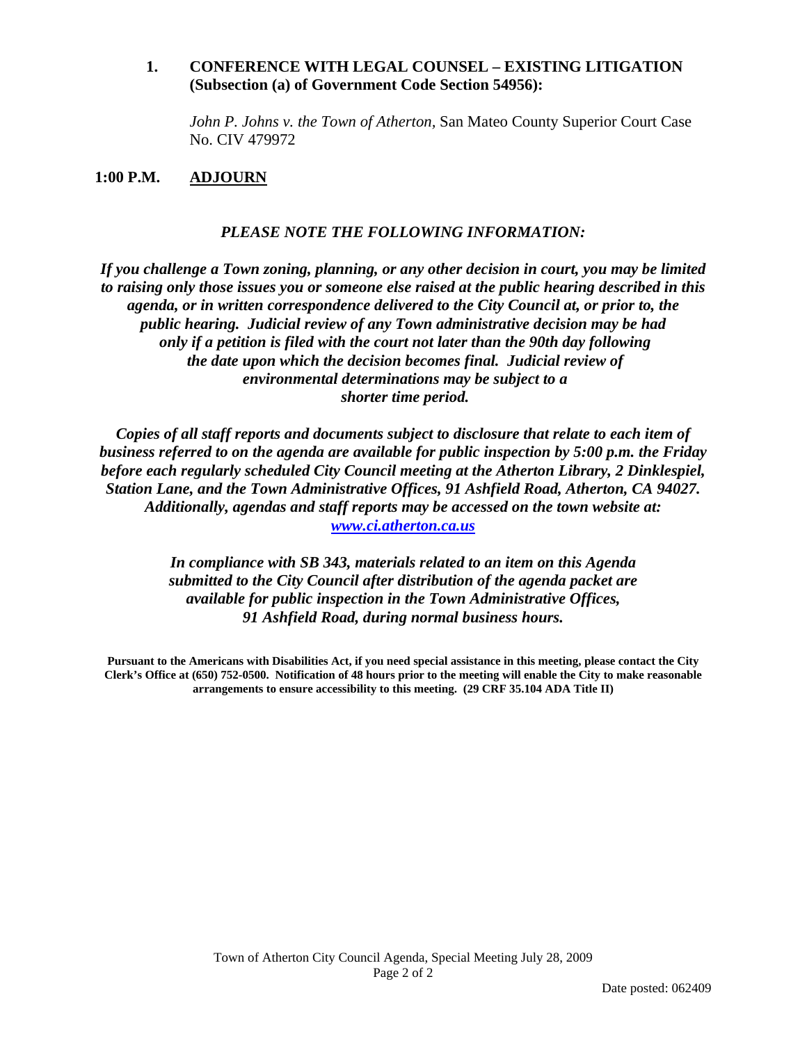**1. CONFERENCE WITH LEGAL COUNSEL – EXISTING LITIGATION (Subsection (a) of Government Code Section 54956):**

*John P. Johns v. the Town of Atherton,* San Mateo County Superior Court Case No. CIV 479972

**1:00 P.M. ADJOURN**

***PLEASE NOTE THE FOLLOWING INFORMATION:***

***If you challenge a Town zoning, planning, or any other decision in court, you may be limited to raising only those issues you or someone else raised at the public hearing described in this agenda, or in written correspondence delivered to the City Council at, or prior to, the public hearing. Judicial review of any Town administrative decision may be had only if a petition is filed with the court not later than the 90th day following the date upon which the decision becomes final. Judicial review of environmental determinations may be subject to a shorter time period.***

***Copies of all staff reports and documents subject to disclosure that relate to each item of business referred to on the agenda are available for public inspection by 5:00 p.m. the Friday before each regularly scheduled City Council meeting at the Atherton Library, 2 Dinklespiel, Station Lane, and the Town Administrative Offices, 91 Ashfield Road, Atherton, CA 94027. Additionally, agendas and staff reports may be accessed on the town website at: www.ci.atherton.ca.us***

***In compliance with SB 343, materials related to an item on this Agenda submitted to the City Council after distribution of the agenda packet are available for public inspection in the Town Administrative Offices, 91 Ashfield Road, during normal business hours.***

**Pursuant to the Americans with Disabilities Act, if you need special assistance in this meeting, please contact the City Clerk's Office at (650) 752-0500. Notification of 48 hours prior to the meeting will enable the City to make reasonable arrangements to ensure accessibility to this meeting. (29 CRF 35.104 ADA Title II)**

Date posted: 062409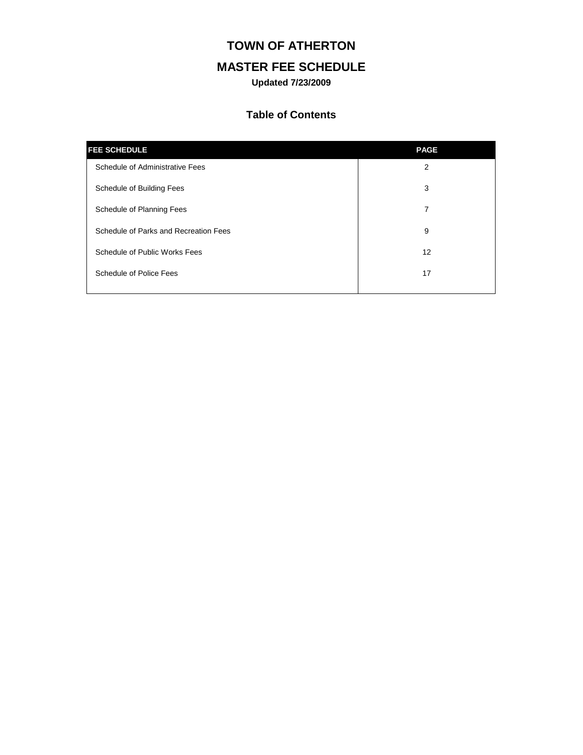# TOWN OF ATHERTON

## MASTER FEE SCHEDULE

**Updated 7/23/2009**

### Table of Contents

| FEE SCHEDULE | PAGE |
|---|---|
| Schedule of Administrative Fees | 2 |
| Schedule of Building Fees | 3 |
| Schedule of Planning Fees | 7 |
| Schedule of Parks and Recreation Fees | 9 |
| Schedule of Public Works Fees | 12 |
| Schedule of Police Fees | 17 |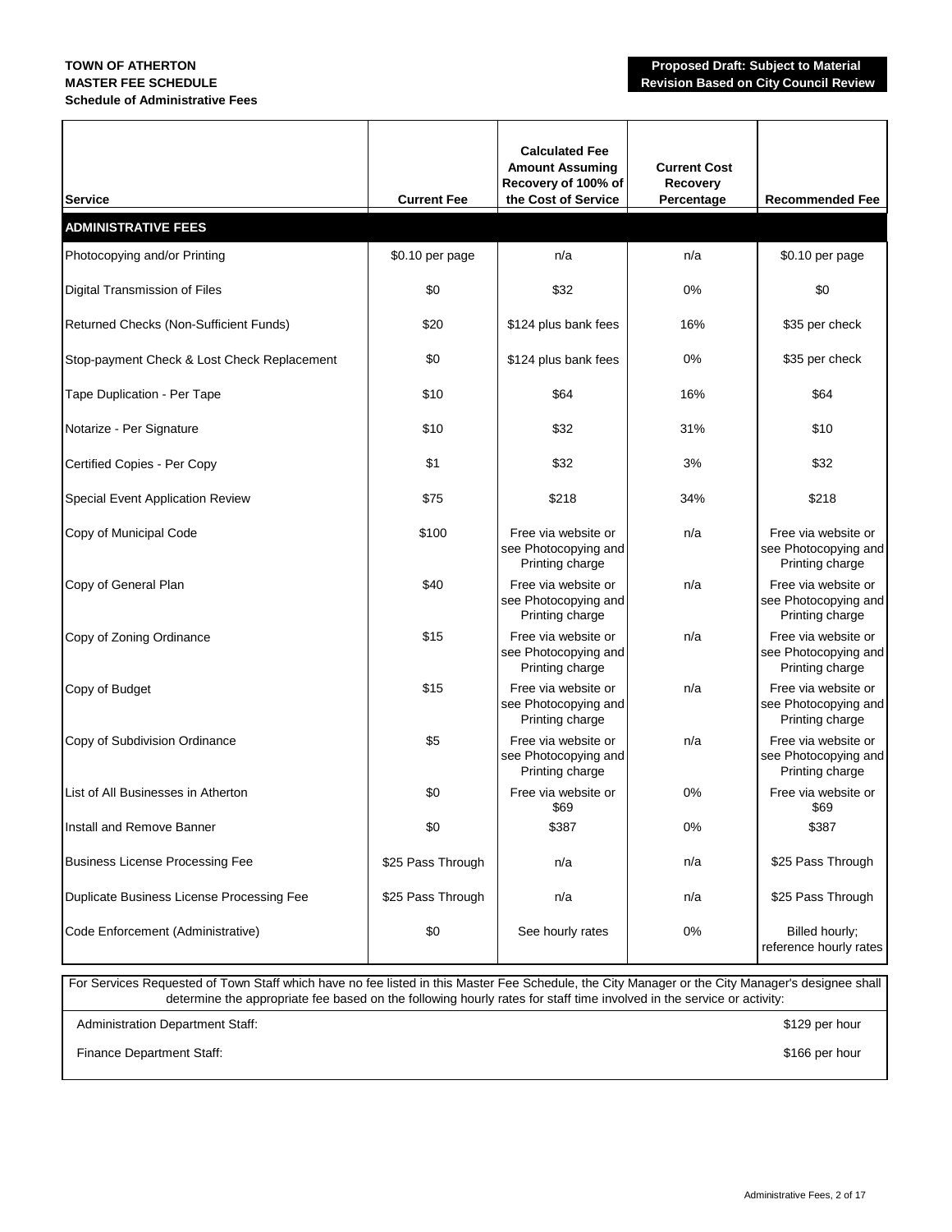**TOWN OF ATHERTON**
**MASTER FEE SCHEDULE**
**Schedule of Administrative Fees**

**Proposed Draft: Subject to Material Revision Based on City Council Review**

| Service | Current Fee | Calculated Fee Amount Assuming Recovery of 100% of the Cost of Service | Current Cost Recovery Percentage | Recommended Fee |
|---|---|---|---|---|
| **ADMINISTRATIVE FEES** | | | | |
| Photocopying and/or Printing | $0.10 per page | n/a | n/a | $0.10 per page |
| Digital Transmission of Files | $0 | $32 | 0% | $0 |
| Returned Checks (Non-Sufficient Funds) | $20 | $124 plus bank fees | 16% | $35 per check |
| Stop-payment Check & Lost Check Replacement | $0 | $124 plus bank fees | 0% | $35 per check |
| Tape Duplication - Per Tape | $10 | $64 | 16% | $64 |
| Notarize - Per Signature | $10 | $32 | 31% | $10 |
| Certified Copies - Per Copy | $1 | $32 | 3% | $32 |
| Special Event Application Review | $75 | $218 | 34% | $218 |
| Copy of Municipal Code | $100 | Free via website or see Photocopying and Printing charge | n/a | Free via website or see Photocopying and Printing charge |
| Copy of General Plan | $40 | Free via website or see Photocopying and Printing charge | n/a | Free via website or see Photocopying and Printing charge |
| Copy of Zoning Ordinance | $15 | Free via website or see Photocopying and Printing charge | n/a | Free via website or see Photocopying and Printing charge |
| Copy of Budget | $15 | Free via website or see Photocopying and Printing charge | n/a | Free via website or see Photocopying and Printing charge |
| Copy of Subdivision Ordinance | $5 | Free via website or see Photocopying and Printing charge | n/a | Free via website or see Photocopying and Printing charge |
| List of All Businesses in Atherton | $0 | Free via website or $69 | 0% | Free via website or $69 |
| Install and Remove Banner | $0 | $387 | 0% | $387 |
| Business License Processing Fee | $25 Pass Through | n/a | n/a | $25 Pass Through |
| Duplicate Business License Processing Fee | $25 Pass Through | n/a | n/a | $25 Pass Through |
| Code Enforcement (Administrative) | $0 | See hourly rates | 0% | Billed hourly; reference hourly rates |

For Services Requested of Town Staff which have no fee listed in this Master Fee Schedule, the City Manager or the City Manager's designee shall determine the appropriate fee based on the following hourly rates for staff time involved in the service or activity:

| Staff | Rate |
|---|---|
| Administration Department Staff: | $129 per hour |
| Finance Department Staff: | $166 per hour |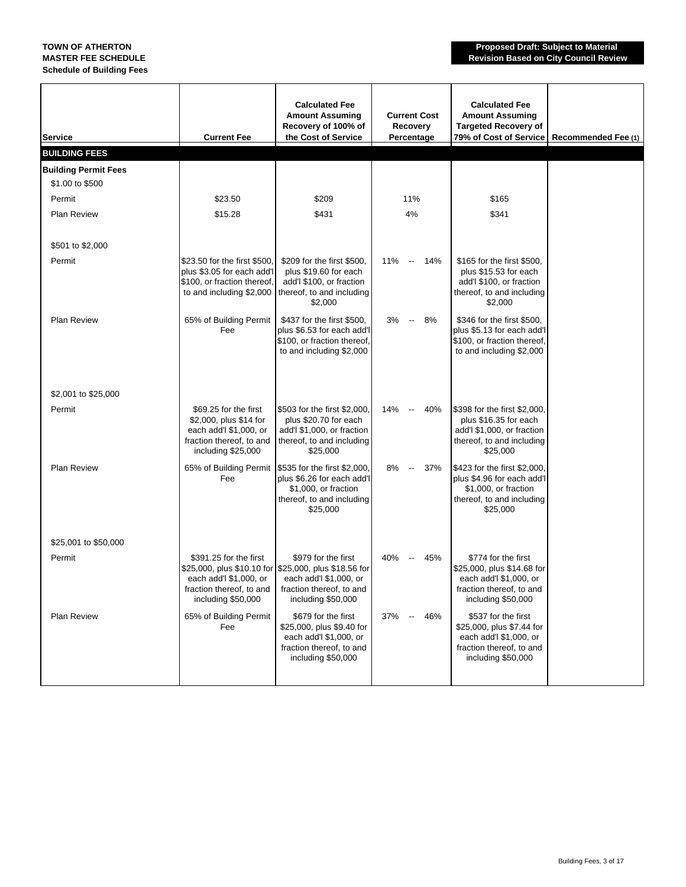**TOWN OF ATHERTON**
**MASTER FEE SCHEDULE**
**Schedule of Building Fees**

**Proposed Draft: Subject to Material Revision Based on City Council Review**

| Service | Current Fee | Calculated Fee Amount Assuming Recovery of 100% of the Cost of Service | Current Cost Recovery Percentage | Calculated Fee Amount Assuming Targeted Recovery of 79% of Cost of Service | Recommended Fee (1) |
|---|---|---|---|---|---|
| **BUILDING FEES** | | | | | |
| **Building Permit Fees** | | | | | |
| \$1.00 to \$500 | | | | | |
| Permit | \$23.50 | \$209 | 11% | \$165 | |
| Plan Review | \$15.28 | \$431 | 4% | \$341 | |
| \$501 to \$2,000 | | | | | |
| Permit | \$23.50 for the first \$500, plus \$3.05 for each add'l \$100, or fraction thereof, to and including \$2,000 | \$209 for the first \$500, plus \$19.60 for each add'l \$100, or fraction thereof, to and including \$2,000 | 11% -- 14% | \$165 for the first \$500, plus \$15.53 for each add'l \$100, or fraction thereof, to and including \$2,000 | |
| Plan Review | 65% of Building Permit Fee | \$437 for the first \$500, plus \$6.53 for each add'l \$100, or fraction thereof, to and including \$2,000 | 3% -- 8% | \$346 for the first \$500, plus \$5.13 for each add'l \$100, or fraction thereof, to and including \$2,000 | |
| \$2,001 to \$25,000 | | | | | |
| Permit | \$69.25 for the first \$2,000, plus \$14 for each add'l \$1,000, or fraction thereof, to and including \$25,000 | \$503 for the first \$2,000, plus \$20.70 for each add'l \$1,000, or fraction thereof, to and including \$25,000 | 14% -- 40% | \$398 for the first \$2,000, plus \$16.35 for each add'l \$1,000, or fraction thereof, to and including \$25,000 | |
| Plan Review | 65% of Building Permit Fee | \$535 for the first \$2,000, plus \$6.26 for each add'l \$1,000, or fraction thereof, to and including \$25,000 | 8% -- 37% | \$423 for the first \$2,000, plus \$4.96 for each add'l \$1,000, or fraction thereof, to and including \$25,000 | |
| \$25,001 to \$50,000 | | | | | |
| Permit | \$391.25 for the first \$25,000, plus \$10.10 for each add'l \$1,000, or fraction thereof, to and including \$50,000 | \$979 for the first \$25,000, plus \$18.56 for each add'l \$1,000, or fraction thereof, to and including \$50,000 | 40% -- 45% | \$774 for the first \$25,000, plus \$14.68 for each add'l \$1,000, or fraction thereof, to and including \$50,000 | |
| Plan Review | 65% of Building Permit Fee | \$679 for the first \$25,000, plus \$9.40 for each add'l \$1,000, or fraction thereof, to and including \$50,000 | 37% -- 46% | \$537 for the first \$25,000, plus \$7.44 for each add'l \$1,000, or fraction thereof, to and including \$50,000 | |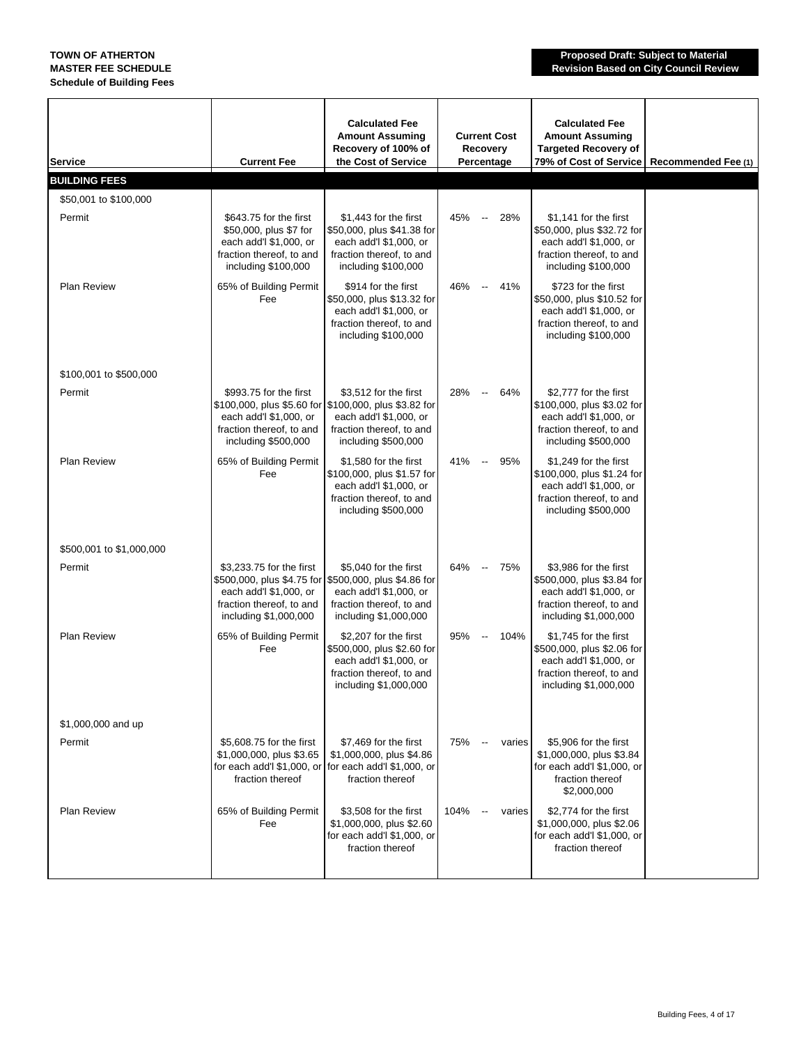**TOWN OF ATHERTON**
**MASTER FEE SCHEDULE**
**Schedule of Building Fees**

**Proposed Draft: Subject to Material Revision Based on City Council Review**

| Service | Current Fee | Calculated Fee Amount Assuming Recovery of 100% of the Cost of Service | Current Cost Recovery Percentage | Calculated Fee Amount Assuming Targeted Recovery of 79% of Cost of Service | Recommended Fee (1) |
|---|---|---|---|---|---|
| **BUILDING FEES** | | | | | |
| $50,001 to $100,000 | | | | | |
| Permit | $643.75 for the first $50,000, plus $7 for each add'l $1,000, or fraction thereof, to and including $100,000 | $1,443 for the first $50,000, plus $41.38 for each add'l $1,000, or fraction thereof, to and including $100,000 | 45% -- 28% | $1,141 for the first $50,000, plus $32.72 for each add'l $1,000, or fraction thereof, to and including $100,000 | |
| Plan Review | 65% of Building Permit Fee | $914 for the first $50,000, plus $13.32 for each add'l $1,000, or fraction thereof, to and including $100,000 | 46% -- 41% | $723 for the first $50,000, plus $10.52 for each add'l $1,000, or fraction thereof, to and including $100,000 | |
| $100,001 to $500,000 | | | | | |
| Permit | $993.75 for the first $100,000, plus $5.60 for each add'l $1,000, or fraction thereof, to and including $500,000 | $3,512 for the first $100,000, plus $3.82 for each add'l $1,000, or fraction thereof, to and including $500,000 | 28% -- 64% | $2,777 for the first $100,000, plus $3.02 for each add'l $1,000, or fraction thereof, to and including $500,000 | |
| Plan Review | 65% of Building Permit Fee | $1,580 for the first $100,000, plus $1.57 for each add'l $1,000, or fraction thereof, to and including $500,000 | 41% -- 95% | $1,249 for the first $100,000, plus $1.24 for each add'l $1,000, or fraction thereof, to and including $500,000 | |
| $500,001 to $1,000,000 | | | | | |
| Permit | $3,233.75 for the first $500,000, plus $4.75 for each add'l $1,000, or fraction thereof, to and including $1,000,000 | $5,040 for the first $500,000, plus $4.86 for each add'l $1,000, or fraction thereof, to and including $1,000,000 | 64% -- 75% | $3,986 for the first $500,000, plus $3.84 for each add'l $1,000, or fraction thereof, to and including $1,000,000 | |
| Plan Review | 65% of Building Permit Fee | $2,207 for the first $500,000, plus $2.60 for each add'l $1,000, or fraction thereof, to and including $1,000,000 | 95% -- 104% | $1,745 for the first $500,000, plus $2.06 for each add'l $1,000, or fraction thereof, to and including $1,000,000 | |
| $1,000,000 and up | | | | | |
| Permit | $5,608.75 for the first $1,000,000, plus $3.65 for each add'l $1,000, or fraction thereof | $7,469 for the first $1,000,000, plus $4.86 for each add'l $1,000, or fraction thereof | 75% -- varies | $5,906 for the first $1,000,000, plus $3.84 for each add'l $1,000, or fraction thereof $2,000,000 | |
| Plan Review | 65% of Building Permit Fee | $3,508 for the first $1,000,000, plus $2.60 for each add'l $1,000, or fraction thereof | 104% -- varies | $2,774 for the first $1,000,000, plus $2.06 for each add'l $1,000, or fraction thereof | |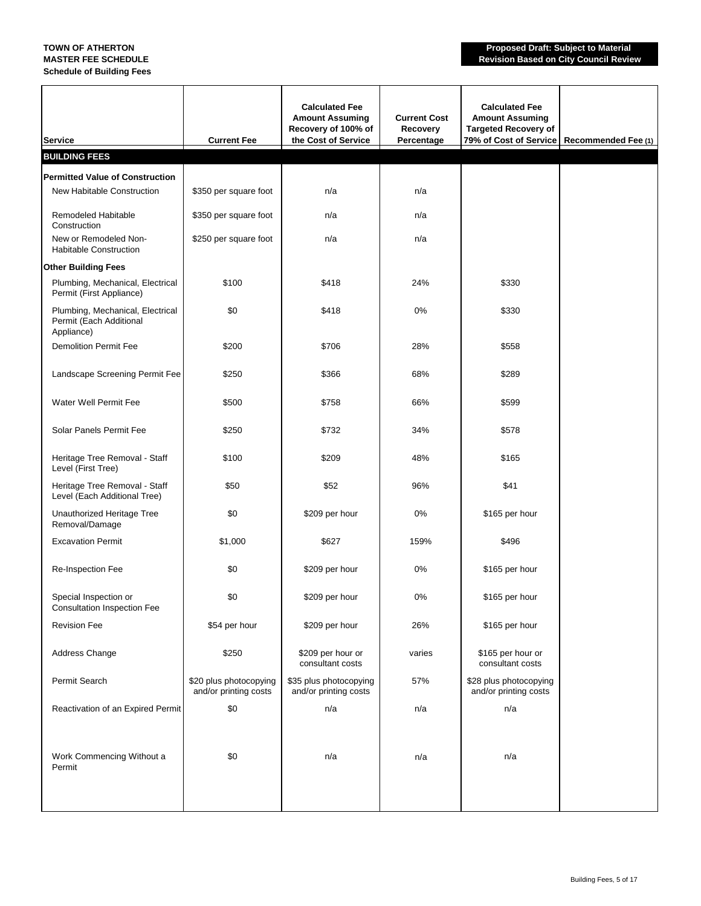**TOWN OF ATHERTON**
**MASTER FEE SCHEDULE**
**Schedule of Building Fees**

**Proposed Draft: Subject to Material Revision Based on City Council Review**

| Service | Current Fee | Calculated Fee Amount Assuming Recovery of 100% of the Cost of Service | Current Cost Recovery Percentage | Calculated Fee Amount Assuming Targeted Recovery of 79% of Cost of Service | Recommended Fee (1) |
|---|---|---|---|---|---|
| **BUILDING FEES** | | | | | |
| **Permitted Value of Construction** | | | | | |
| New Habitable Construction | $350 per square foot | n/a | n/a | | |
| Remodeled Habitable Construction | $350 per square foot | n/a | n/a | | |
| New or Remodeled Non-Habitable Construction | $250 per square foot | n/a | n/a | | |
| **Other Building Fees** | | | | | |
| Plumbing, Mechanical, Electrical Permit (First Appliance) | $100 | $418 | 24% | $330 | |
| Plumbing, Mechanical, Electrical Permit (Each Additional Appliance) | $0 | $418 | 0% | $330 | |
| Demolition Permit Fee | $200 | $706 | 28% | $558 | |
| Landscape Screening Permit Fee | $250 | $366 | 68% | $289 | |
| Water Well Permit Fee | $500 | $758 | 66% | $599 | |
| Solar Panels Permit Fee | $250 | $732 | 34% | $578 | |
| Heritage Tree Removal - Staff Level (First Tree) | $100 | $209 | 48% | $165 | |
| Heritage Tree Removal - Staff Level (Each Additional Tree) | $50 | $52 | 96% | $41 | |
| Unauthorized Heritage Tree Removal/Damage | $0 | $209 per hour | 0% | $165 per hour | |
| Excavation Permit | $1,000 | $627 | 159% | $496 | |
| Re-Inspection Fee | $0 | $209 per hour | 0% | $165 per hour | |
| Special Inspection or Consultation Inspection Fee | $0 | $209 per hour | 0% | $165 per hour | |
| Revision Fee | $54 per hour | $209 per hour | 26% | $165 per hour | |
| Address Change | $250 | $209 per hour or consultant costs | varies | $165 per hour or consultant costs | |
| Permit Search | $20 plus photocopying and/or printing costs | $35 plus photocopying and/or printing costs | 57% | $28 plus photocopying and/or printing costs | |
| Reactivation of an Expired Permit | $0 | n/a | n/a | n/a | |
| Work Commencing Without a Permit | $0 | n/a | n/a | n/a | |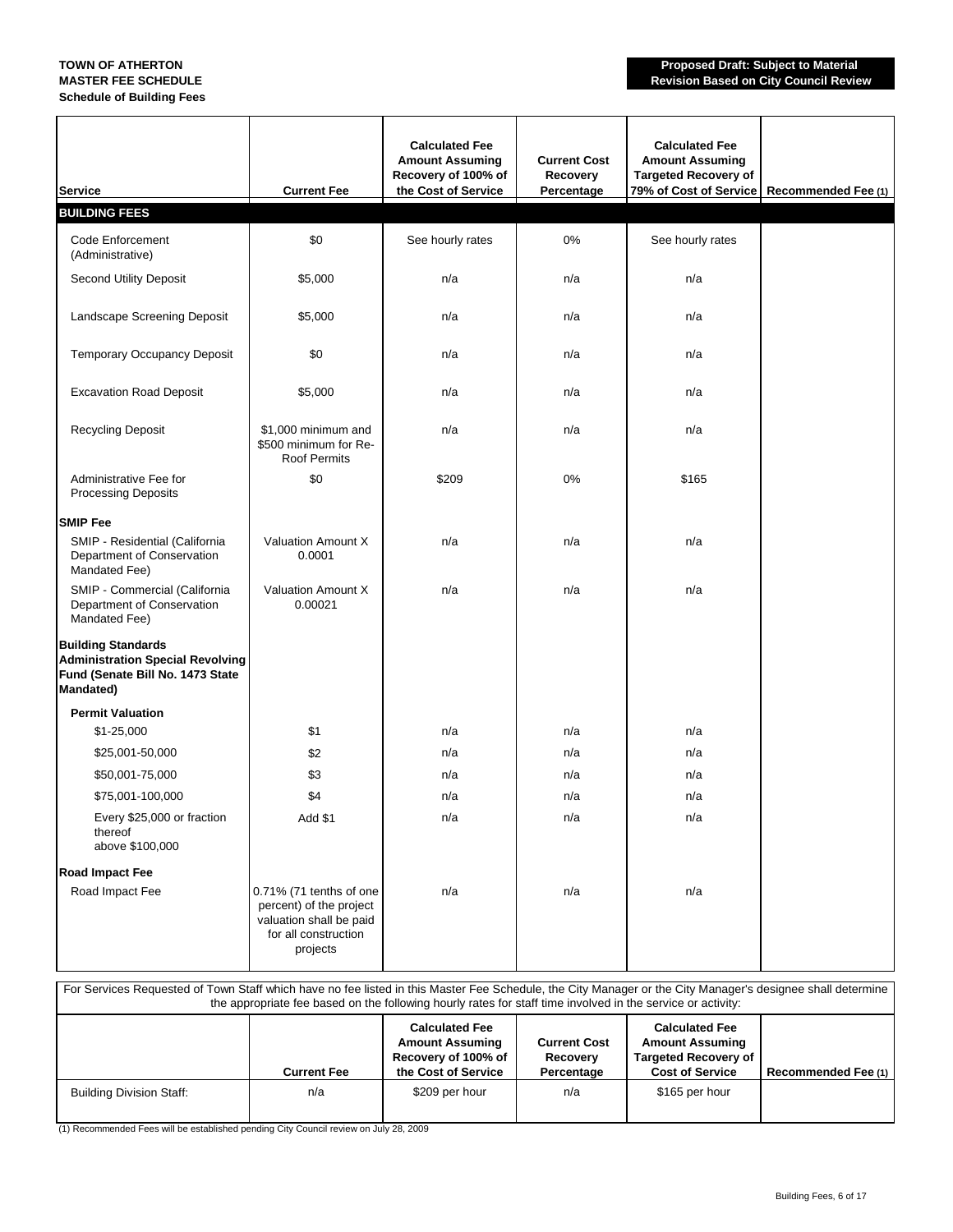**TOWN OF ATHERTON**
**MASTER FEE SCHEDULE**
**Schedule of Building Fees**

**Proposed Draft: Subject to Material Revision Based on City Council Review**

| Service | Current Fee | Calculated Fee Amount Assuming Recovery of 100% of the Cost of Service | Current Cost Recovery Percentage | Calculated Fee Amount Assuming Targeted Recovery of 79% of Cost of Service | Recommended Fee (1) |
|---|---|---|---|---|---|
| **BUILDING FEES** | | | | | |
| Code Enforcement (Administrative) | $0 | See hourly rates | 0% | See hourly rates | |
| Second Utility Deposit | $5,000 | n/a | n/a | n/a | |
| Landscape Screening Deposit | $5,000 | n/a | n/a | n/a | |
| Temporary Occupancy Deposit | $0 | n/a | n/a | n/a | |
| Excavation Road Deposit | $5,000 | n/a | n/a | n/a | |
| Recycling Deposit | $1,000 minimum and $500 minimum for Re-Roof Permits | n/a | n/a | n/a | |
| Administrative Fee for Processing Deposits | $0 | $209 | 0% | $165 | |
| **SMIP Fee** | | | | | |
| SMIP - Residential (California Department of Conservation Mandated Fee) | Valuation Amount X 0.0001 | n/a | n/a | n/a | |
| SMIP - Commercial (California Department of Conservation Mandated Fee) | Valuation Amount X 0.00021 | n/a | n/a | n/a | |
| **Building Standards Administration Special Revolving Fund (Senate Bill No. 1473 State Mandated)** | | | | | |
| **Permit Valuation** | | | | | |
| $1-25,000 | $1 | n/a | n/a | n/a | |
| $25,001-50,000 | $2 | n/a | n/a | n/a | |
| $50,001-75,000 | $3 | n/a | n/a | n/a | |
| $75,001-100,000 | $4 | n/a | n/a | n/a | |
| Every $25,000 or fraction thereof above $100,000 | Add $1 | n/a | n/a | n/a | |
| **Road Impact Fee** | | | | | |
| Road Impact Fee | 0.71% (71 tenths of one percent) of the project valuation shall be paid for all construction projects | n/a | n/a | n/a | |

For Services Requested of Town Staff which have no fee listed in this Master Fee Schedule, the City Manager or the City Manager's designee shall determine the appropriate fee based on the following hourly rates for staff time involved in the service or activity:

| | Current Fee | Calculated Fee Amount Assuming Recovery of 100% of the Cost of Service | Current Cost Recovery Percentage | Calculated Fee Amount Assuming Targeted Recovery of Cost of Service | Recommended Fee (1) |
|---|---|---|---|---|---|
| Building Division Staff: | n/a | $209 per hour | n/a | $165 per hour | |

(1) Recommended Fees will be established pending City Council review on July 28, 2009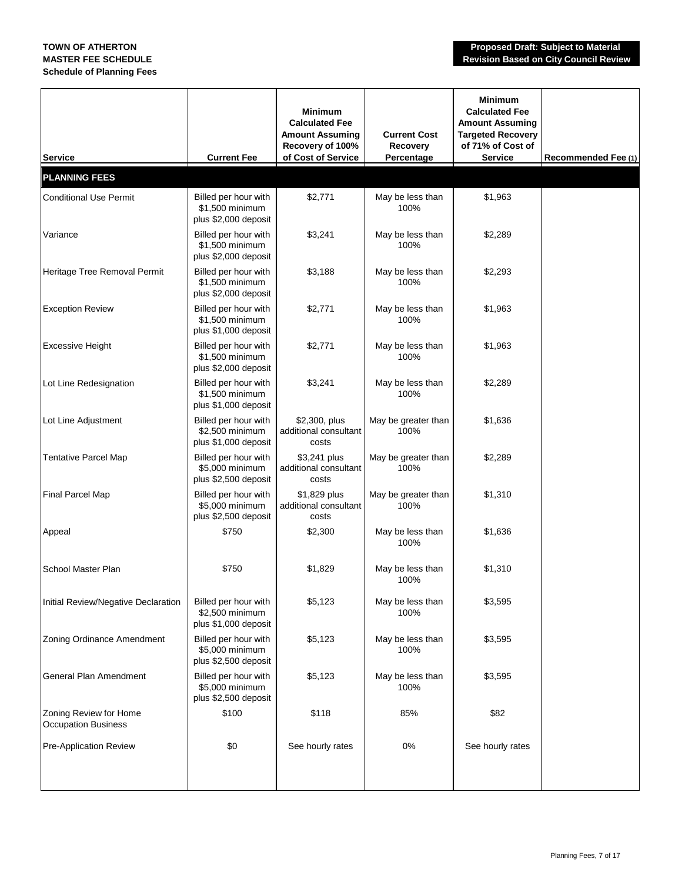**TOWN OF ATHERTON**
**MASTER FEE SCHEDULE**
**Schedule of Planning Fees**

**Proposed Draft: Subject to Material Revision Based on City Council Review**

| Service | Current Fee | Minimum Calculated Fee Amount Assuming Recovery of 100% of Cost of Service | Current Cost Recovery Percentage | Minimum Calculated Fee Amount Assuming Targeted Recovery of 71% of Cost of Service | Recommended Fee (1) |
|---|---|---|---|---|---|
| **PLANNING FEES** | | | | | |
| Conditional Use Permit | Billed per hour with $1,500 minimum plus $2,000 deposit | $2,771 | May be less than 100% | $1,963 | |
| Variance | Billed per hour with $1,500 minimum plus $2,000 deposit | $3,241 | May be less than 100% | $2,289 | |
| Heritage Tree Removal Permit | Billed per hour with $1,500 minimum plus $2,000 deposit | $3,188 | May be less than 100% | $2,293 | |
| Exception Review | Billed per hour with $1,500 minimum plus $1,000 deposit | $2,771 | May be less than 100% | $1,963 | |
| Excessive Height | Billed per hour with $1,500 minimum plus $2,000 deposit | $2,771 | May be less than 100% | $1,963 | |
| Lot Line Redesignation | Billed per hour with $1,500 minimum plus $1,000 deposit | $3,241 | May be less than 100% | $2,289 | |
| Lot Line Adjustment | Billed per hour with $2,500 minimum plus $1,000 deposit | $2,300, plus additional consultant costs | May be greater than 100% | $1,636 | |
| Tentative Parcel Map | Billed per hour with $5,000 minimum plus $2,500 deposit | $3,241 plus additional consultant costs | May be greater than 100% | $2,289 | |
| Final Parcel Map | Billed per hour with $5,000 minimum plus $2,500 deposit | $1,829 plus additional consultant costs | May be greater than 100% | $1,310 | |
| Appeal | $750 | $2,300 | May be less than 100% | $1,636 | |
| School Master Plan | $750 | $1,829 | May be less than 100% | $1,310 | |
| Initial Review/Negative Declaration | Billed per hour with $2,500 minimum plus $1,000 deposit | $5,123 | May be less than 100% | $3,595 | |
| Zoning Ordinance Amendment | Billed per hour with $5,000 minimum plus $2,500 deposit | $5,123 | May be less than 100% | $3,595 | |
| General Plan Amendment | Billed per hour with $5,000 minimum plus $2,500 deposit | $5,123 | May be less than 100% | $3,595 | |
| Zoning Review for Home Occupation Business | $100 | $118 | 85% | $82 | |
| Pre-Application Review | $0 | See hourly rates | 0% | See hourly rates | |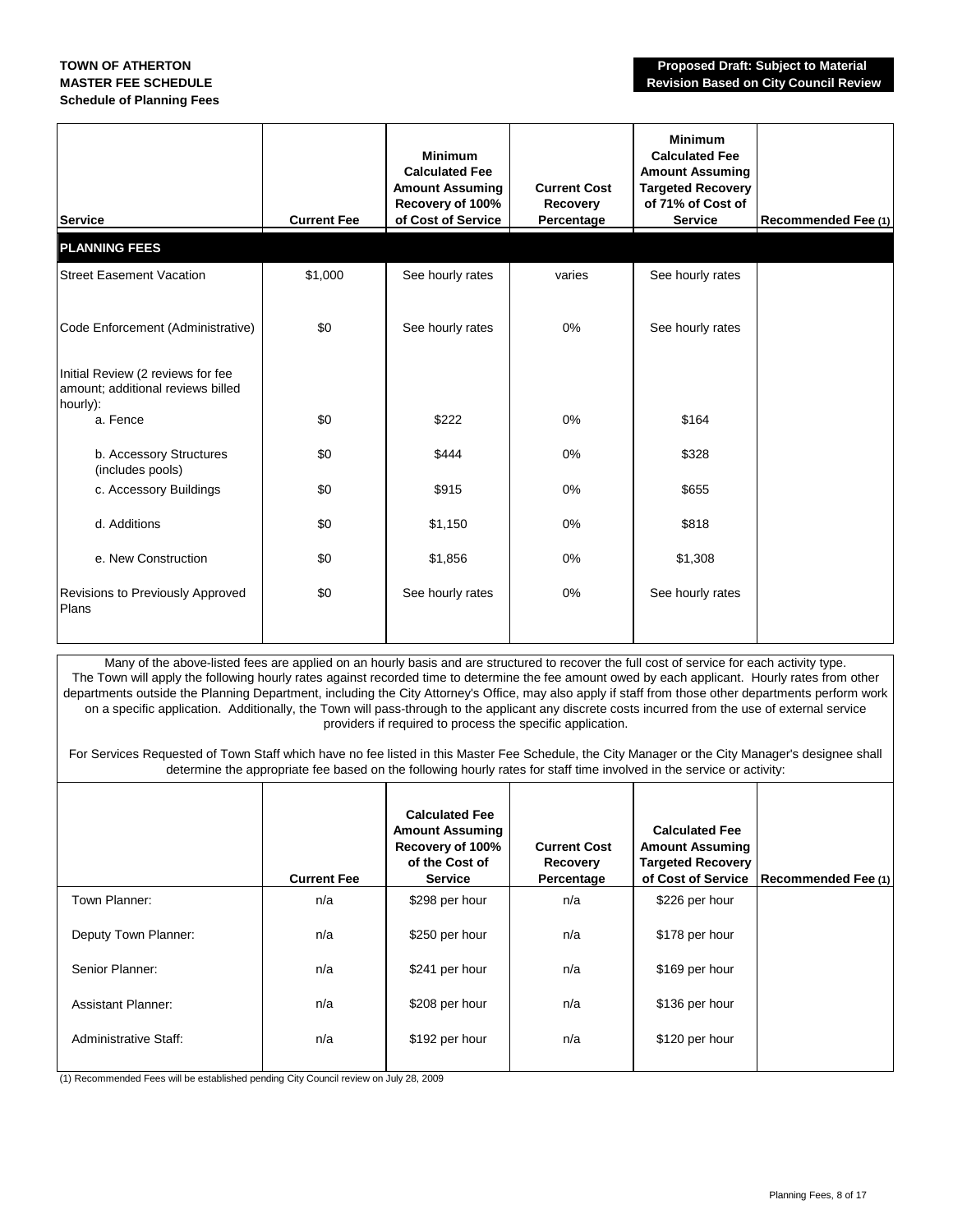**TOWN OF ATHERTON**
**MASTER FEE SCHEDULE**
**Schedule of Planning Fees**

**Proposed Draft: Subject to Material Revision Based on City Council Review**

| Service | Current Fee | Minimum Calculated Fee Amount Assuming Recovery of 100% of Cost of Service | Current Cost Recovery Percentage | Minimum Calculated Fee Amount Assuming Targeted Recovery of 71% of Cost of Service | Recommended Fee (1) |
|---|---|---|---|---|---|
| **PLANNING FEES** | | | | | |
| Street Easement Vacation | $1,000 | See hourly rates | varies | See hourly rates | |
| Code Enforcement (Administrative) | $0 | See hourly rates | 0% | See hourly rates | |
| Initial Review (2 reviews for fee amount; additional reviews billed hourly): | | | | | |
| a. Fence | $0 | $222 | 0% | $164 | |
| b. Accessory Structures (includes pools) | $0 | $444 | 0% | $328 | |
| c. Accessory Buildings | $0 | $915 | 0% | $655 | |
| d. Additions | $0 | $1,150 | 0% | $818 | |
| e. New Construction | $0 | $1,856 | 0% | $1,308 | |
| Revisions to Previously Approved Plans | $0 | See hourly rates | 0% | See hourly rates | |

Many of the above-listed fees are applied on an hourly basis and are structured to recover the full cost of service for each activity type. The Town will apply the following hourly rates against recorded time to determine the fee amount owed by each applicant. Hourly rates from other departments outside the Planning Department, including the City Attorney's Office, may also apply if staff from those other departments perform work on a specific application. Additionally, the Town will pass-through to the applicant any discrete costs incurred from the use of external service providers if required to process the specific application.

For Services Requested of Town Staff which have no fee listed in this Master Fee Schedule, the City Manager or the City Manager's designee shall determine the appropriate fee based on the following hourly rates for staff time involved in the service or activity:

| | Current Fee | Calculated Fee Amount Assuming Recovery of 100% of the Cost of Service | Current Cost Recovery Percentage | Calculated Fee Amount Assuming Targeted Recovery of Cost of Service | Recommended Fee (1) |
|---|---|---|---|---|---|
| Town Planner: | n/a | $298 per hour | n/a | $226 per hour | |
| Deputy Town Planner: | n/a | $250 per hour | n/a | $178 per hour | |
| Senior Planner: | n/a | $241 per hour | n/a | $169 per hour | |
| Assistant Planner: | n/a | $208 per hour | n/a | $136 per hour | |
| Administrative Staff: | n/a | $192 per hour | n/a | $120 per hour | |

(1) Recommended Fees will be established pending City Council review on July 28, 2009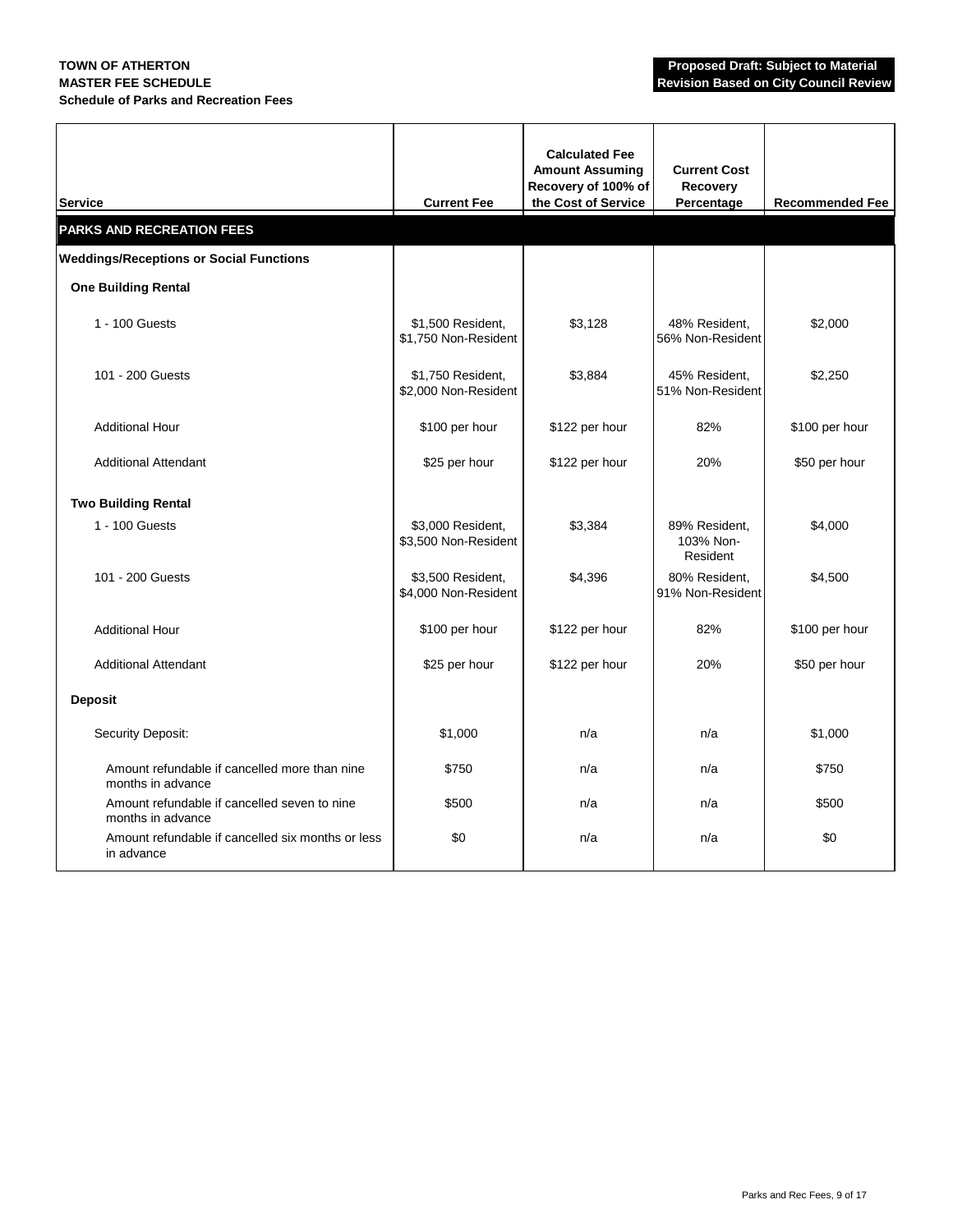**TOWN OF ATHERTON**
**MASTER FEE SCHEDULE**
**Schedule of Parks and Recreation Fees**

**Proposed Draft: Subject to Material Revision Based on City Council Review**

| Service | Current Fee | Calculated Fee Amount Assuming Recovery of 100% of the Cost of Service | Current Cost Recovery Percentage | Recommended Fee |
|---|---|---|---|---|
| **PARKS AND RECREATION FEES** | | | | |
| **Weddings/Receptions or Social Functions** | | | | |
| **One Building Rental** | | | | |
| 1 - 100 Guests | $1,500 Resident, $1,750 Non-Resident | $3,128 | 48% Resident, 56% Non-Resident | $2,000 |
| 101 - 200 Guests | $1,750 Resident, $2,000 Non-Resident | $3,884 | 45% Resident, 51% Non-Resident | $2,250 |
| Additional Hour | $100 per hour | $122 per hour | 82% | $100 per hour |
| Additional Attendant | $25 per hour | $122 per hour | 20% | $50 per hour |
| **Two Building Rental** | | | | |
| 1 - 100 Guests | $3,000 Resident, $3,500 Non-Resident | $3,384 | 89% Resident, 103% Non-Resident | $4,000 |
| 101 - 200 Guests | $3,500 Resident, $4,000 Non-Resident | $4,396 | 80% Resident, 91% Non-Resident | $4,500 |
| Additional Hour | $100 per hour | $122 per hour | 82% | $100 per hour |
| Additional Attendant | $25 per hour | $122 per hour | 20% | $50 per hour |
| **Deposit** | | | | |
| Security Deposit: | $1,000 | n/a | n/a | $1,000 |
| Amount refundable if cancelled more than nine months in advance | $750 | n/a | n/a | $750 |
| Amount refundable if cancelled seven to nine months in advance | $500 | n/a | n/a | $500 |
| Amount refundable if cancelled six months or less in advance | $0 | n/a | n/a | $0 |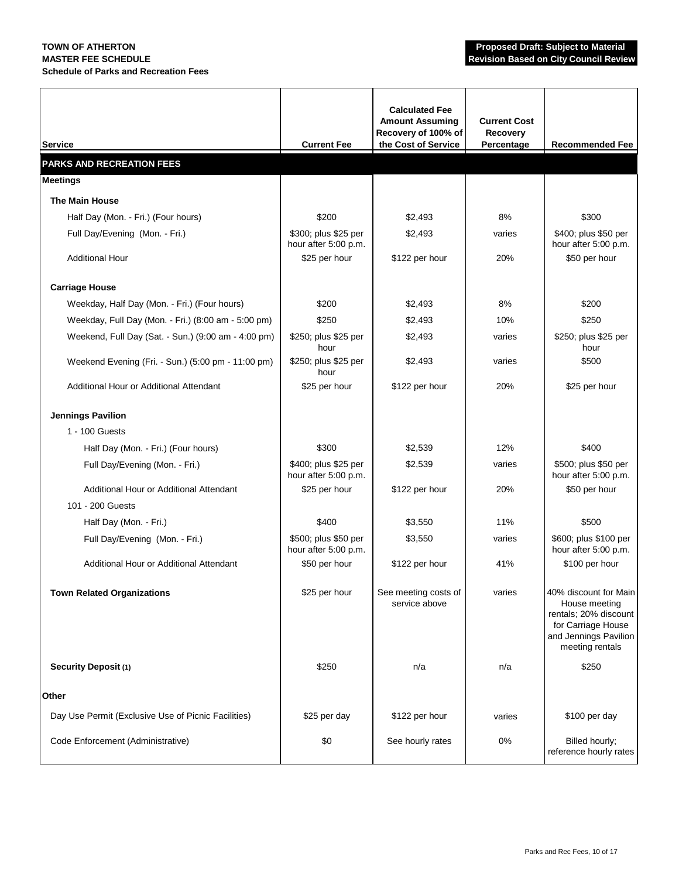**TOWN OF ATHERTON**
**MASTER FEE SCHEDULE**
**Schedule of Parks and Recreation Fees**

**Proposed Draft: Subject to Material Revision Based on City Council Review**

| Service | Current Fee | Calculated Fee Amount Assuming Recovery of 100% of the Cost of Service | Current Cost Recovery Percentage | Recommended Fee |
|---|---|---|---|---|
| **PARKS AND RECREATION FEES** | | | | |
| **Meetings** | | | | |
| **The Main House** | | | | |
| Half Day (Mon. - Fri.) (Four hours) | $200 | $2,493 | 8% | $300 |
| Full Day/Evening (Mon. - Fri.) | $300; plus $25 per hour after 5:00 p.m. | $2,493 | varies | $400; plus $50 per hour after 5:00 p.m. |
| Additional Hour | $25 per hour | $122 per hour | 20% | $50 per hour |
| **Carriage House** | | | | |
| Weekday, Half Day (Mon. - Fri.) (Four hours) | $200 | $2,493 | 8% | $200 |
| Weekday, Full Day (Mon. - Fri.) (8:00 am - 5:00 pm) | $250 | $2,493 | 10% | $250 |
| Weekend, Full Day (Sat. - Sun.) (9:00 am - 4:00 pm) | $250; plus $25 per hour | $2,493 | varies | $250; plus $25 per hour |
| Weekend Evening (Fri. - Sun.) (5:00 pm - 11:00 pm) | $250; plus $25 per hour | $2,493 | varies | $500 |
| Additional Hour or Additional Attendant | $25 per hour | $122 per hour | 20% | $25 per hour |
| **Jennings Pavilion** | | | | |
| 1 - 100 Guests | | | | |
| Half Day (Mon. - Fri.) (Four hours) | $300 | $2,539 | 12% | $400 |
| Full Day/Evening (Mon. - Fri.) | $400; plus $25 per hour after 5:00 p.m. | $2,539 | varies | $500; plus $50 per hour after 5:00 p.m. |
| Additional Hour or Additional Attendant | $25 per hour | $122 per hour | 20% | $50 per hour |
| 101 - 200 Guests | | | | |
| Half Day (Mon. - Fri.) | $400 | $3,550 | 11% | $500 |
| Full Day/Evening (Mon. - Fri.) | $500; plus $50 per hour after 5:00 p.m. | $3,550 | varies | $600; plus $100 per hour after 5:00 p.m. |
| Additional Hour or Additional Attendant | $50 per hour | $122 per hour | 41% | $100 per hour |
| **Town Related Organizations** | $25 per hour | See meeting costs of service above | varies | 40% discount for Main House meeting rentals; 20% discount for Carriage House and Jennings Pavilion meeting rentals |
| **Security Deposit (1)** | $250 | n/a | n/a | $250 |
| **Other** | | | | |
| Day Use Permit (Exclusive Use of Picnic Facilities) | $25 per day | $122 per hour | varies | $100 per day |
| Code Enforcement (Administrative) | $0 | See hourly rates | 0% | Billed hourly; reference hourly rates |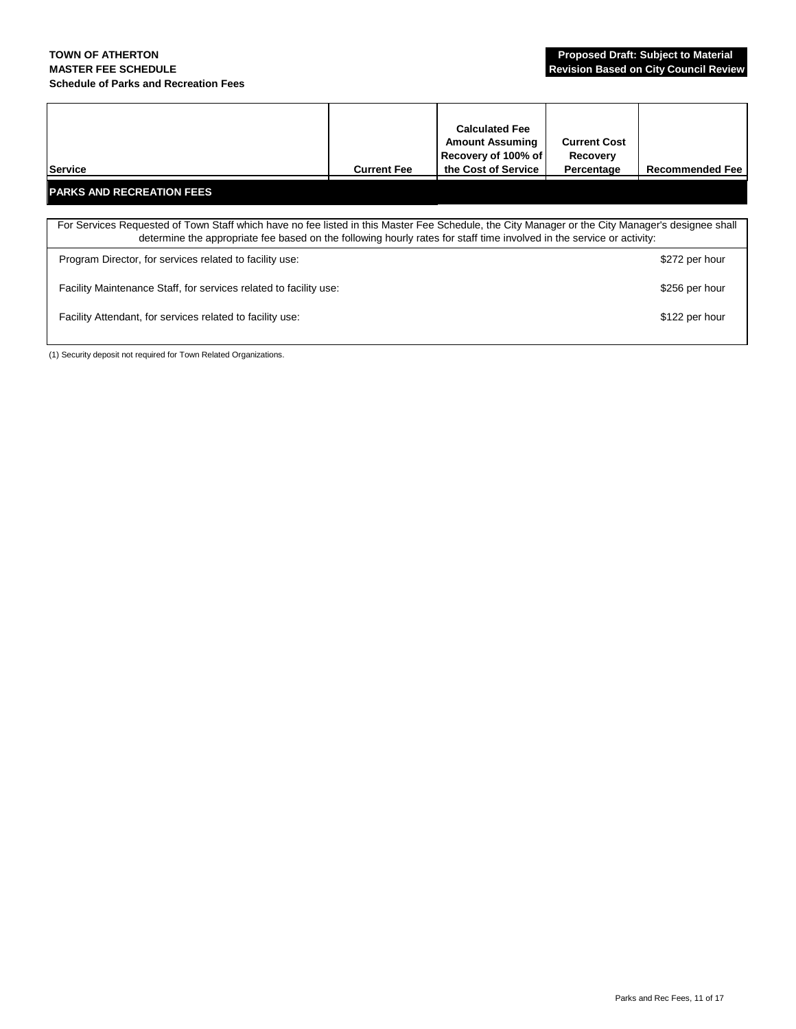**TOWN OF ATHERTON**
**MASTER FEE SCHEDULE**
**Schedule of Parks and Recreation Fees**

**Proposed Draft: Subject to Material Revision Based on City Council Review**

| Service | Current Fee | Calculated Fee Amount Assuming Recovery of 100% of the Cost of Service | Current Cost Recovery Percentage | Recommended Fee |
|---|---|---|---|---|
| **PARKS AND RECREATION FEES** | | | | |

For Services Requested of Town Staff which have no fee listed in this Master Fee Schedule, the City Manager or the City Manager's designee shall determine the appropriate fee based on the following hourly rates for staff time involved in the service or activity:

| Staff | Rate |
|---|---|
| Program Director, for services related to facility use: | $272 per hour |
| Facility Maintenance Staff, for services related to facility use: | $256 per hour |
| Facility Attendant, for services related to facility use: | $122 per hour |

(1) Security deposit not required for Town Related Organizations.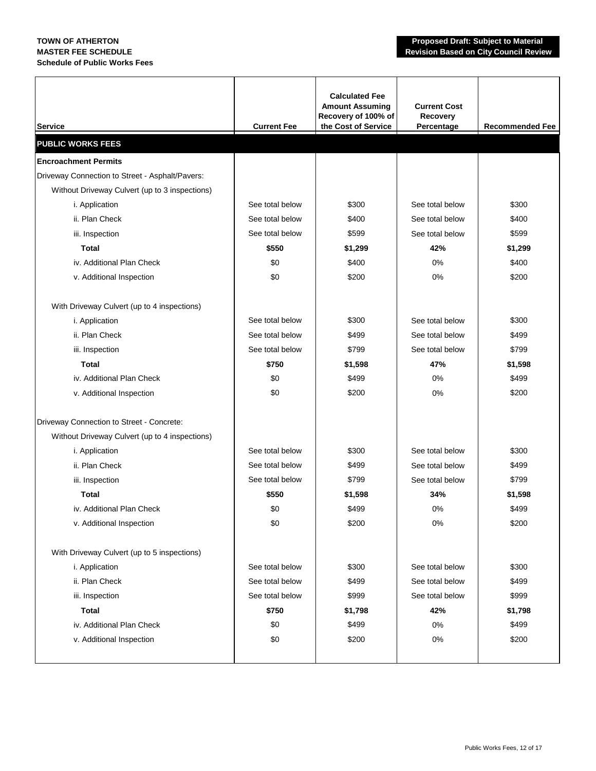**TOWN OF ATHERTON**
**MASTER FEE SCHEDULE**
**Schedule of Public Works Fees**

**Proposed Draft: Subject to Material Revision Based on City Council Review**

| Service | Current Fee | Calculated Fee Amount Assuming Recovery of 100% of the Cost of Service | Current Cost Recovery Percentage | Recommended Fee |
|---|---|---|---|---|
| **PUBLIC WORKS FEES** | | | | |
| **Encroachment Permits** | | | | |
| Driveway Connection to Street - Asphalt/Pavers: | | | | |
| Without Driveway Culvert (up to 3 inspections) | | | | |
| i. Application | See total below | $300 | See total below | $300 |
| ii. Plan Check | See total below | $400 | See total below | $400 |
| iii. Inspection | See total below | $599 | See total below | $599 |
| **Total** | **$550** | **$1,299** | **42%** | **$1,299** |
| iv. Additional Plan Check | $0 | $400 | 0% | $400 |
| v. Additional Inspection | $0 | $200 | 0% | $200 |
| With Driveway Culvert (up to 4 inspections) | | | | |
| i. Application | See total below | $300 | See total below | $300 |
| ii. Plan Check | See total below | $499 | See total below | $499 |
| iii. Inspection | See total below | $799 | See total below | $799 |
| **Total** | **$750** | **$1,598** | **47%** | **$1,598** |
| iv. Additional Plan Check | $0 | $499 | 0% | $499 |
| v. Additional Inspection | $0 | $200 | 0% | $200 |
| Driveway Connection to Street - Concrete: | | | | |
| Without Driveway Culvert (up to 4 inspections) | | | | |
| i. Application | See total below | $300 | See total below | $300 |
| ii. Plan Check | See total below | $499 | See total below | $499 |
| iii. Inspection | See total below | $799 | See total below | $799 |
| **Total** | **$550** | **$1,598** | **34%** | **$1,598** |
| iv. Additional Plan Check | $0 | $499 | 0% | $499 |
| v. Additional Inspection | $0 | $200 | 0% | $200 |
| With Driveway Culvert (up to 5 inspections) | | | | |
| i. Application | See total below | $300 | See total below | $300 |
| ii. Plan Check | See total below | $499 | See total below | $499 |
| iii. Inspection | See total below | $999 | See total below | $999 |
| **Total** | **$750** | **$1,798** | **42%** | **$1,798** |
| iv. Additional Plan Check | $0 | $499 | 0% | $499 |
| v. Additional Inspection | $0 | $200 | 0% | $200 |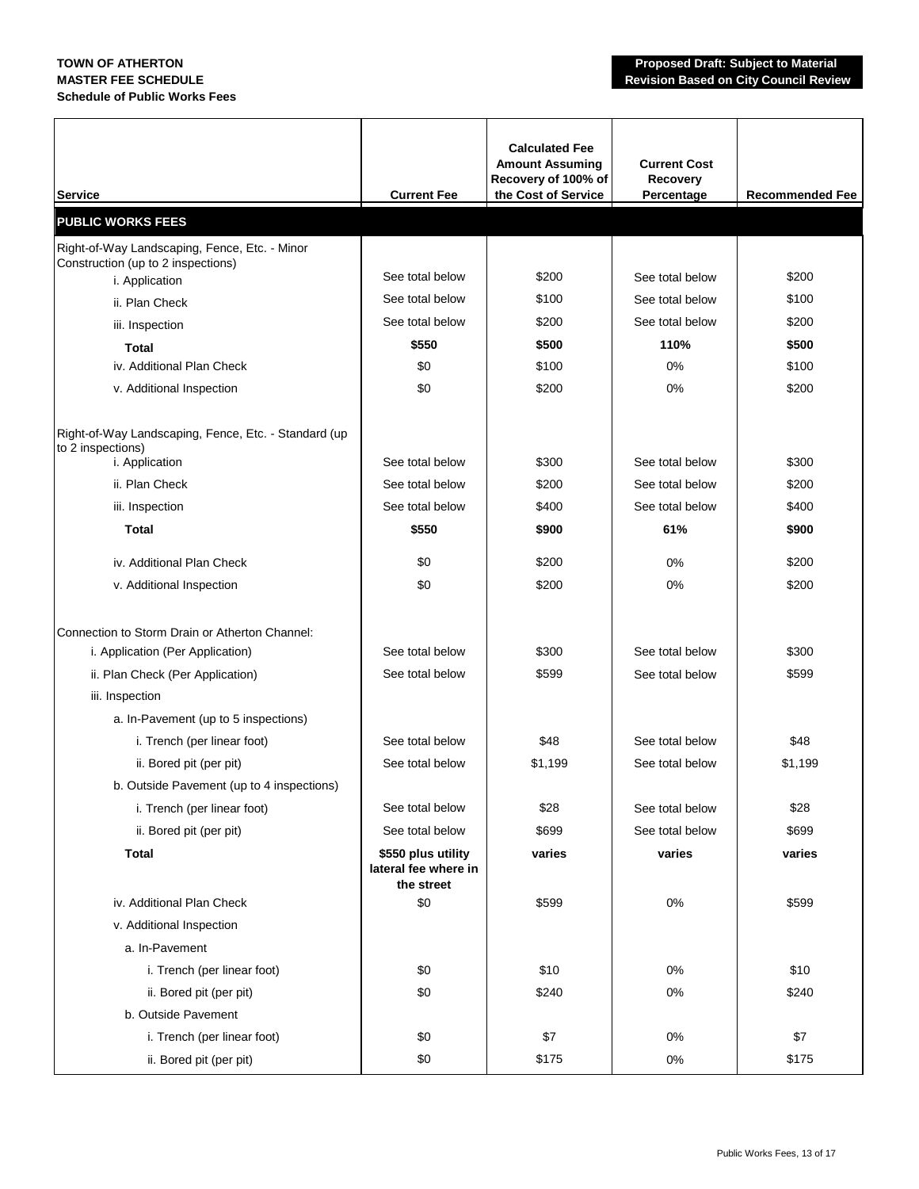**TOWN OF ATHERTON**
**MASTER FEE SCHEDULE**
**Schedule of Public Works Fees**

**Proposed Draft: Subject to Material Revision Based on City Council Review**

| Service | Current Fee | Calculated Fee Amount Assuming Recovery of 100% of the Cost of Service | Current Cost Recovery Percentage | Recommended Fee |
|---|---|---|---|---|
| **PUBLIC WORKS FEES** | | | | |
| Right-of-Way Landscaping, Fence, Etc. - Minor Construction (up to 2 inspections) | | | | |
| i. Application | See total below | $200 | See total below | $200 |
| ii. Plan Check | See total below | $100 | See total below | $100 |
| iii. Inspection | See total below | $200 | See total below | $200 |
| **Total** | **$550** | **$500** | **110%** | **$500** |
| iv. Additional Plan Check | $0 | $100 | 0% | $100 |
| v. Additional Inspection | $0 | $200 | 0% | $200 |
| Right-of-Way Landscaping, Fence, Etc. - Standard (up to 2 inspections) | | | | |
| i. Application | See total below | $300 | See total below | $300 |
| ii. Plan Check | See total below | $200 | See total below | $200 |
| iii. Inspection | See total below | $400 | See total below | $400 |
| **Total** | **$550** | **$900** | **61%** | **$900** |
| iv. Additional Plan Check | $0 | $200 | 0% | $200 |
| v. Additional Inspection | $0 | $200 | 0% | $200 |
| Connection to Storm Drain or Atherton Channel: | | | | |
| i. Application (Per Application) | See total below | $300 | See total below | $300 |
| ii. Plan Check (Per Application) | See total below | $599 | See total below | $599 |
| iii. Inspection | | | | |
| a. In-Pavement (up to 5 inspections) | | | | |
| i. Trench (per linear foot) | See total below | $48 | See total below | $48 |
| ii. Bored pit (per pit) | See total below | $1,199 | See total below | $1,199 |
| b. Outside Pavement (up to 4 inspections) | | | | |
| i. Trench (per linear foot) | See total below | $28 | See total below | $28 |
| ii. Bored pit (per pit) | See total below | $699 | See total below | $699 |
| **Total** | **$550 plus utility lateral fee where in the street** | **varies** | **varies** | **varies** |
| iv. Additional Plan Check | $0 | $599 | 0% | $599 |
| v. Additional Inspection | | | | |
| a. In-Pavement | | | | |
| i. Trench (per linear foot) | $0 | $10 | 0% | $10 |
| ii. Bored pit (per pit) | $0 | $240 | 0% | $240 |
| b. Outside Pavement | | | | |
| i. Trench (per linear foot) | $0 | $7 | 0% | $7 |
| ii. Bored pit (per pit) | $0 | $175 | 0% | $175 |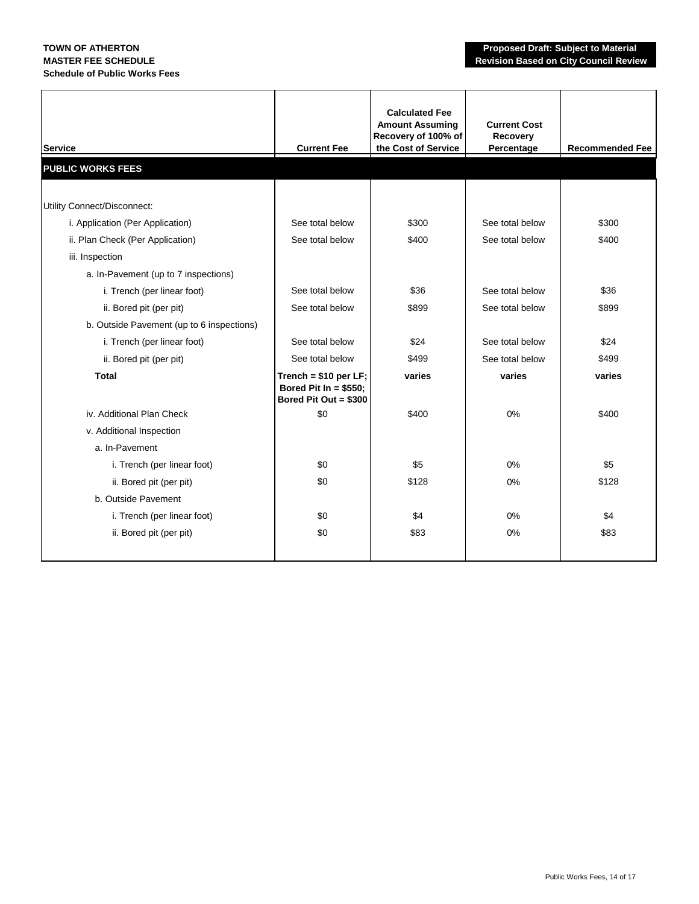**TOWN OF ATHERTON**
**MASTER FEE SCHEDULE**
**Schedule of Public Works Fees**

**Proposed Draft: Subject to Material Revision Based on City Council Review**

| Service | Current Fee | Calculated Fee Amount Assuming Recovery of 100% of the Cost of Service | Current Cost Recovery Percentage | Recommended Fee |
|---|---|---|---|---|
| **PUBLIC WORKS FEES** | | | | |
| Utility Connect/Disconnect: | | | | |
| i. Application (Per Application) | See total below | $300 | See total below | $300 |
| ii. Plan Check (Per Application) | See total below | $400 | See total below | $400 |
| iii. Inspection | | | | |
| a. In-Pavement (up to 7 inspections) | | | | |
| i. Trench (per linear foot) | See total below | $36 | See total below | $36 |
| ii. Bored pit (per pit) | See total below | $899 | See total below | $899 |
| b. Outside Pavement (up to 6 inspections) | | | | |
| i. Trench (per linear foot) | See total below | $24 | See total below | $24 |
| ii. Bored pit (per pit) | See total below | $499 | See total below | $499 |
| **Total** | **Trench = $10 per LF; Bored Pit In = $550; Bored Pit Out = $300** | **varies** | **varies** | **varies** |
| iv. Additional Plan Check | $0 | $400 | 0% | $400 |
| v. Additional Inspection | | | | |
| a. In-Pavement | | | | |
| i. Trench (per linear foot) | $0 | $5 | 0% | $5 |
| ii. Bored pit (per pit) | $0 | $128 | 0% | $128 |
| b. Outside Pavement | | | | |
| i. Trench (per linear foot) | $0 | $4 | 0% | $4 |
| ii. Bored pit (per pit) | $0 | $83 | 0% | $83 |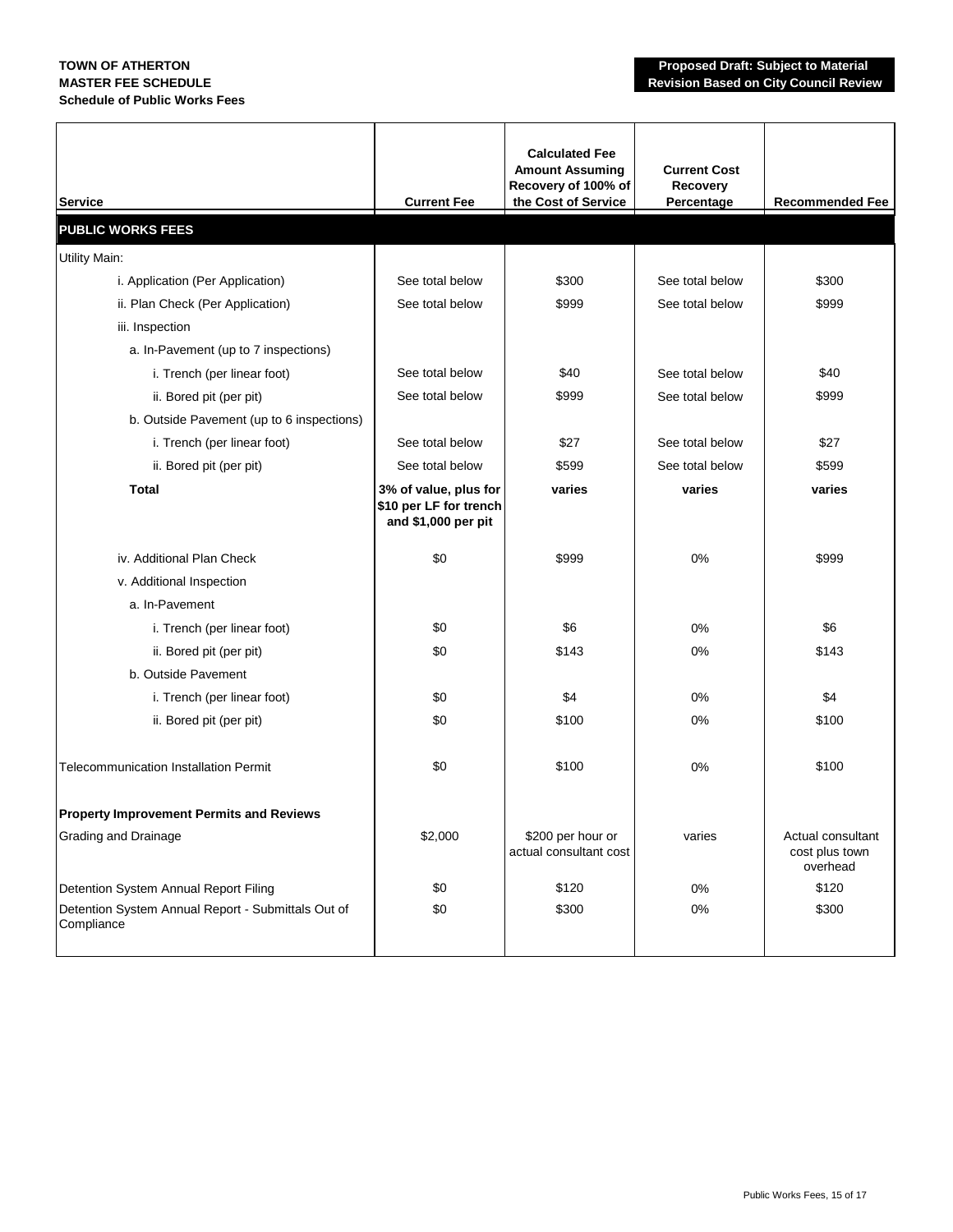**TOWN OF ATHERTON**
**MASTER FEE SCHEDULE**
**Schedule of Public Works Fees**

**Proposed Draft: Subject to Material Revision Based on City Council Review**

| Service | Current Fee | Calculated Fee Amount Assuming Recovery of 100% of the Cost of Service | Current Cost Recovery Percentage | Recommended Fee |
|---|---|---|---|---|
| **PUBLIC WORKS FEES** | | | | |
| Utility Main: | | | | |
| i. Application (Per Application) | See total below | $300 | See total below | $300 |
| ii. Plan Check (Per Application) | See total below | $999 | See total below | $999 |
| iii. Inspection | | | | |
| a. In-Pavement (up to 7 inspections) | | | | |
| i. Trench (per linear foot) | See total below | $40 | See total below | $40 |
| ii. Bored pit (per pit) | See total below | $999 | See total below | $999 |
| b. Outside Pavement (up to 6 inspections) | | | | |
| i. Trench (per linear foot) | See total below | $27 | See total below | $27 |
| ii. Bored pit (per pit) | See total below | $599 | See total below | $599 |
| **Total** | **3% of value, plus for $10 per LF for trench and $1,000 per pit** | **varies** | **varies** | **varies** |
| iv. Additional Plan Check | $0 | $999 | 0% | $999 |
| v. Additional Inspection | | | | |
| a. In-Pavement | | | | |
| i. Trench (per linear foot) | $0 | $6 | 0% | $6 |
| ii. Bored pit (per pit) | $0 | $143 | 0% | $143 |
| b. Outside Pavement | | | | |
| i. Trench (per linear foot) | $0 | $4 | 0% | $4 |
| ii. Bored pit (per pit) | $0 | $100 | 0% | $100 |
| Telecommunication Installation Permit | $0 | $100 | 0% | $100 |
| **Property Improvement Permits and Reviews** | | | | |
| Grading and Drainage | $2,000 | $200 per hour or actual consultant cost | varies | Actual consultant cost plus town overhead |
| Detention System Annual Report Filing | $0 | $120 | 0% | $120 |
| Detention System Annual Report - Submittals Out of Compliance | $0 | $300 | 0% | $300 |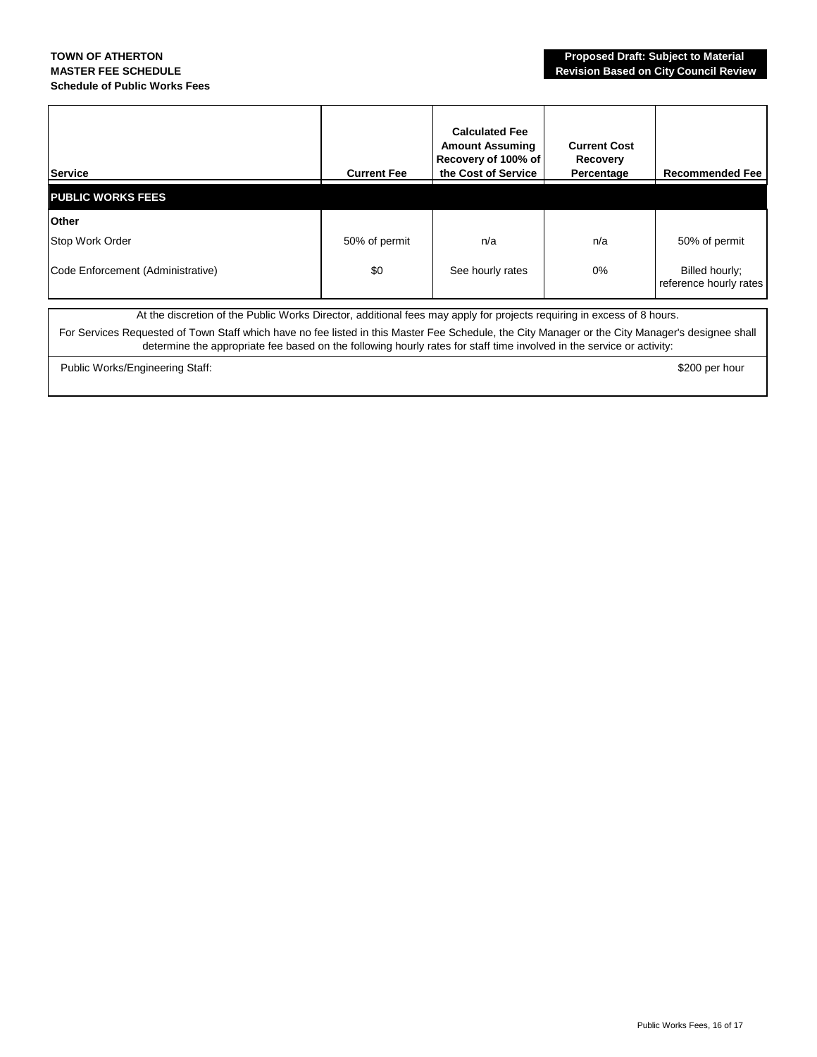**TOWN OF ATHERTON**
**MASTER FEE SCHEDULE**
**Schedule of Public Works Fees**

**Proposed Draft: Subject to Material Revision Based on City Council Review**

| Service | Current Fee | Calculated Fee Amount Assuming Recovery of 100% of the Cost of Service | Current Cost Recovery Percentage | Recommended Fee |
|---|---|---|---|---|
| **PUBLIC WORKS FEES** | | | | |
| **Other** | | | | |
| Stop Work Order | 50% of permit | n/a | n/a | 50% of permit |
| Code Enforcement (Administrative) | $0 | See hourly rates | 0% | Billed hourly; reference hourly rates |

At the discretion of the Public Works Director, additional fees may apply for projects requiring in excess of 8 hours.

For Services Requested of Town Staff which have no fee listed in this Master Fee Schedule, the City Manager or the City Manager's designee shall determine the appropriate fee based on the following hourly rates for staff time involved in the service or activity:

| | |
|---|---|
| Public Works/Engineering Staff: | $200 per hour |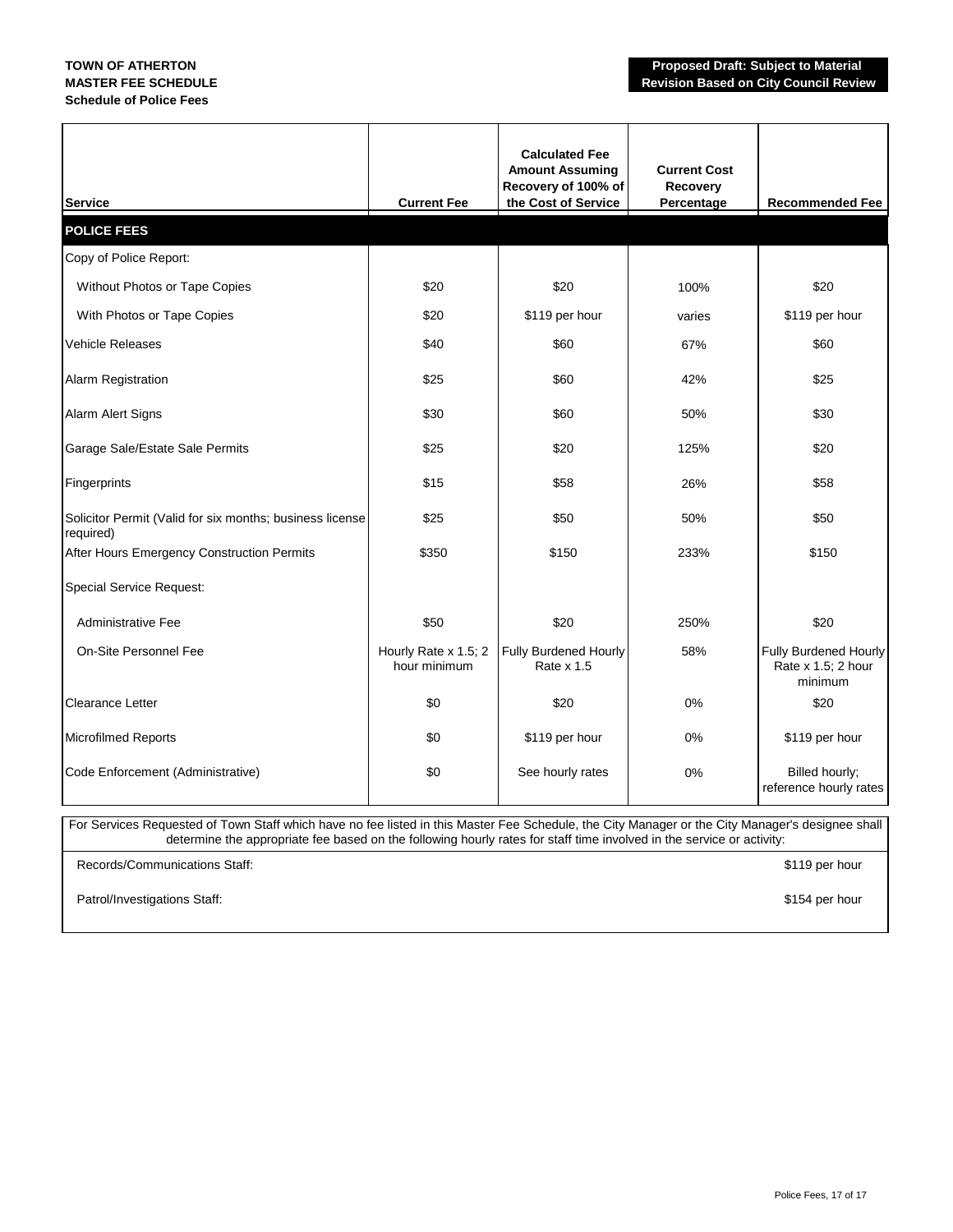**TOWN OF ATHERTON**
**MASTER FEE SCHEDULE**
**Schedule of Police Fees**

**Proposed Draft: Subject to Material Revision Based on City Council Review**

| Service | Current Fee | Calculated Fee Amount Assuming Recovery of 100% of the Cost of Service | Current Cost Recovery Percentage | Recommended Fee |
|---|---|---|---|---|
| **POLICE FEES** | | | | |
| Copy of Police Report: | | | | |
| Without Photos or Tape Copies | $20 | $20 | 100% | $20 |
| With Photos or Tape Copies | $20 | $119 per hour | varies | $119 per hour |
| Vehicle Releases | $40 | $60 | 67% | $60 |
| Alarm Registration | $25 | $60 | 42% | $25 |
| Alarm Alert Signs | $30 | $60 | 50% | $30 |
| Garage Sale/Estate Sale Permits | $25 | $20 | 125% | $20 |
| Fingerprints | $15 | $58 | 26% | $58 |
| Solicitor Permit (Valid for six months; business license required) | $25 | $50 | 50% | $50 |
| After Hours Emergency Construction Permits | $350 | $150 | 233% | $150 |
| Special Service Request: | | | | |
| Administrative Fee | $50 | $20 | 250% | $20 |
| On-Site Personnel Fee | Hourly Rate x 1.5; 2 hour minimum | Fully Burdened Hourly Rate x 1.5 | 58% | Fully Burdened Hourly Rate x 1.5; 2 hour minimum |
| Clearance Letter | $0 | $20 | 0% | $20 |
| Microfilmed Reports | $0 | $119 per hour | 0% | $119 per hour |
| Code Enforcement (Administrative) | $0 | See hourly rates | 0% | Billed hourly; reference hourly rates |

For Services Requested of Town Staff which have no fee listed in this Master Fee Schedule, the City Manager or the City Manager's designee shall determine the appropriate fee based on the following hourly rates for staff time involved in the service or activity:

| | |
|---|---|
| Records/Communications Staff: | $119 per hour |
| Patrol/Investigations Staff: | $154 per hour |